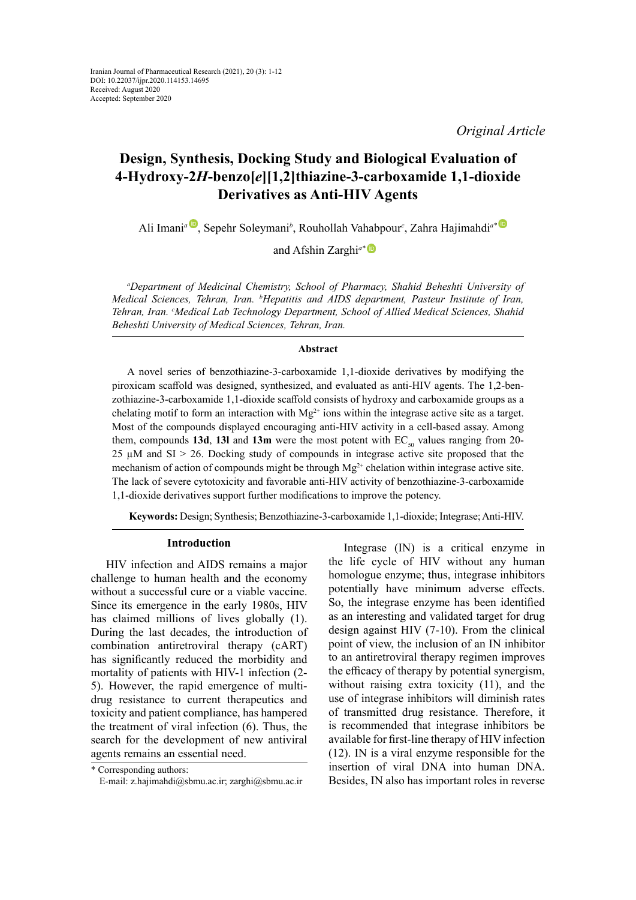Iranian Journal of Pharmaceutical Research (2021), 20 (3): 1-12
DOI: 10.22037/ijpr.2020.114153.14695
Received: August 2020
Accepted: September 2020

*Original Article*

# Design, Synthesis, Docking Study and Biological Evaluation of 4-Hydroxy-2*H*-benzo[*e*][1,2]thiazine-3-carboxamide 1,1-dioxide Derivatives as Anti-HIV Agents

Ali Imani[a], Sepehr Soleymani[b], Rouhollah Vahabpour[c], Zahra Hajimahdi[a*] and Afshin Zarghi[a*]

[a]*Department of Medicinal Chemistry, School of Pharmacy, Shahid Beheshti University of Medical Sciences, Tehran, Iran.* [b]*Hepatitis and AIDS department, Pasteur Institute of Iran, Tehran, Iran.* [c]*Medical Lab Technology Department, School of Allied Medical Sciences, Shahid Beheshti University of Medical Sciences, Tehran, Iran.*

## Abstract

A novel series of benzothiazine-3-carboxamide 1,1-dioxide derivatives by modifying the piroxicam scaffold was designed, synthesized, and evaluated as anti-HIV agents. The 1,2-benzothiazine-3-carboxamide 1,1-dioxide scaffold consists of hydroxy and carboxamide groups as a chelating motif to form an interaction with $Mg^{2+}$ ions within the integrase active site as a target. Most of the compounds displayed encouraging anti-HIV activity in a cell-based assay. Among them, compounds **13d**, **13l** and **13m** were the most potent with $EC_{50}$ values ranging from 20-25 µM and SI > 26. Docking study of compounds in integrase active site proposed that the mechanism of action of compounds might be through $Mg^{2+}$ chelation within integrase active site. The lack of severe cytotoxicity and favorable anti-HIV activity of benzothiazine-3-carboxamide 1,1-dioxide derivatives support further modifications to improve the potency.

**Keywords:** Design; Synthesis; Benzothiazine-3-carboxamide 1,1-dioxide; Integrase; Anti-HIV.

## Introduction

HIV infection and AIDS remains a major challenge to human health and the economy without a successful cure or a viable vaccine. Since its emergence in the early 1980s, HIV has claimed millions of lives globally (1). During the last decades, the introduction of combination antiretroviral therapy (cART) has significantly reduced the morbidity and mortality of patients with HIV-1 infection (2-5). However, the rapid emergence of multi-drug resistance to current therapeutics and toxicity and patient compliance, has hampered the treatment of viral infection (6). Thus, the search for the development of new antiviral agents remains an essential need.

Integrase (IN) is a critical enzyme in the life cycle of HIV without any human homologue enzyme; thus, integrase inhibitors potentially have minimum adverse effects. So, the integrase enzyme has been identified as an interesting and validated target for drug design against HIV (7-10). From the clinical point of view, the inclusion of an IN inhibitor to an antiretroviral therapy regimen improves the efficacy of therapy by potential synergism, without raising extra toxicity (11), and the use of integrase inhibitors will diminish rates of transmitted drug resistance. Therefore, it is recommended that integrase inhibitors be available for first-line therapy of HIV infection (12). IN is a viral enzyme responsible for the insertion of viral DNA into human DNA. Besides, IN also has important roles in reverse

\* Corresponding authors:
E-mail: z.hajimahdi@sbmu.ac.ir; zarghi@sbmu.ac.ir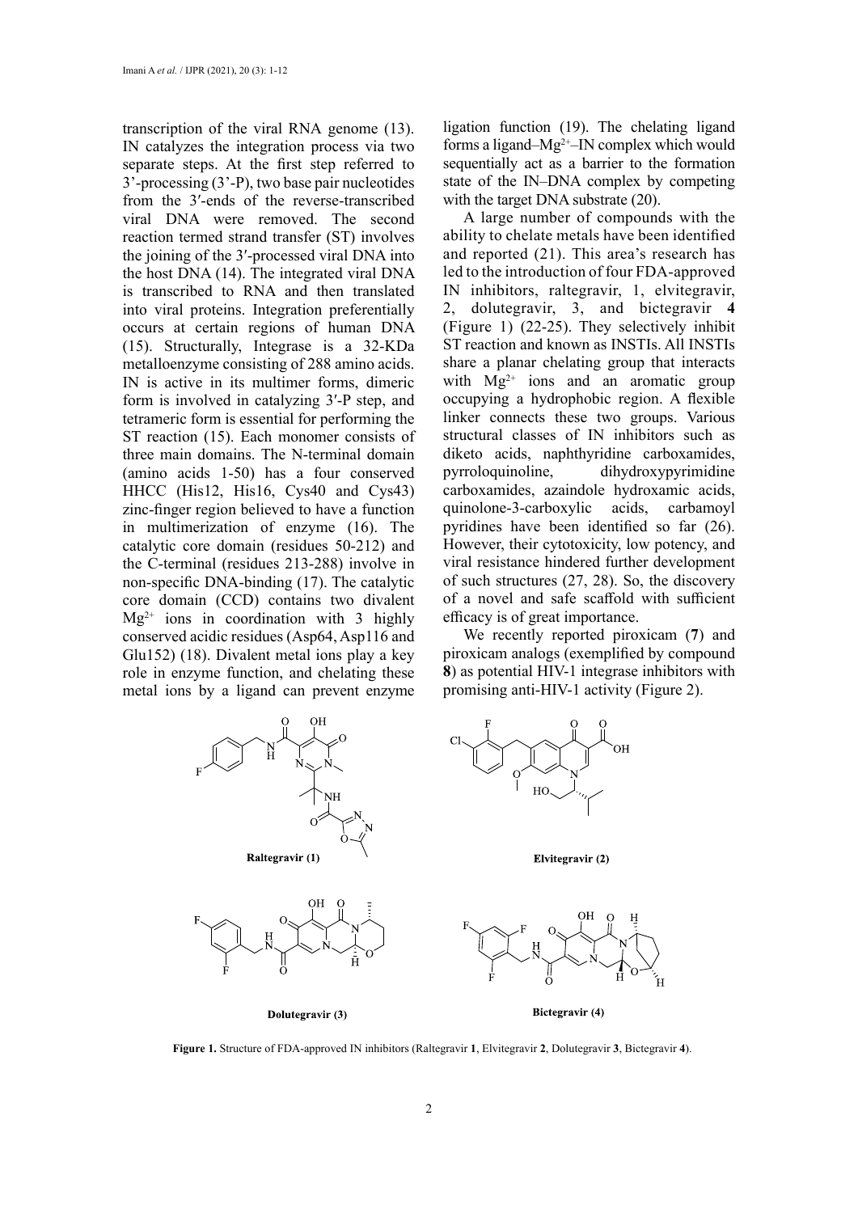transcription of the viral RNA genome (13). IN catalyzes the integration process via two separate steps. At the first step referred to 3'-processing (3'-P), two base pair nucleotides from the 3′-ends of the reverse-transcribed viral DNA were removed. The second reaction termed strand transfer (ST) involves the joining of the 3′-processed viral DNA into the host DNA (14). The integrated viral DNA is transcribed to RNA and then translated into viral proteins. Integration preferentially occurs at certain regions of human DNA (15). Structurally, Integrase is a 32-KDa metalloenzyme consisting of 288 amino acids. IN is active in its multimer forms, dimeric form is involved in catalyzing 3′-P step, and tetrameric form is essential for performing the ST reaction (15). Each monomer consists of three main domains. The N-terminal domain (amino acids 1-50) has a four conserved HHCC (His12, His16, Cys40 and Cys43) zinc-finger region believed to have a function in multimerization of enzyme (16). The catalytic core domain (residues 50-212) and the C-terminal (residues 213-288) involve in non-specific DNA-binding (17). The catalytic core domain (CCD) contains two divalent $Mg^{2+}$ ions in coordination with 3 highly conserved acidic residues (Asp64, Asp116 and Glu152) (18). Divalent metal ions play a key role in enzyme function, and chelating these metal ions by a ligand can prevent enzyme ligation function (19). The chelating ligand forms a ligand–$Mg^{2+}$–IN complex which would sequentially act as a barrier to the formation state of the IN–DNA complex by competing with the target DNA substrate (20).

A large number of compounds with the ability to chelate metals have been identified and reported (21). This area's research has led to the introduction of four FDA-approved IN inhibitors, raltegravir, 1, elvitegravir, 2, dolutegravir, 3, and bictegravir **4** (Figure 1) (22-25). They selectively inhibit ST reaction and known as INSTIs. All INSTIs share a planar chelating group that interacts with $Mg^{2+}$ ions and an aromatic group occupying a hydrophobic region. A flexible linker connects these two groups. Various structural classes of IN inhibitors such as diketo acids, naphthyridine carboxamides, pyrroloquinoline, dihydroxypyrimidine carboxamides, azaindole hydroxamic acids, quinolone-3-carboxylic acids, carbamoyl pyridines have been identified so far (26). However, their cytotoxicity, low potency, and viral resistance hindered further development of such structures (27, 28). So, the discovery of a novel and safe scaffold with sufficient efficacy is of great importance.

We recently reported piroxicam (**7**) and piroxicam analogs (exemplified by compound **8**) as potential HIV-1 integrase inhibitors with promising anti-HIV-1 activity (Figure 2).

**Raltegravir (1)**

**Elvitegravir (2)**

**Dolutegravir (3)**

**Bictegravir (4)**

**Figure 1.** Structure of FDA-approved IN inhibitors (Raltegravir **1**, Elvitegravir **2**, Dolutegravir **3**, Bictegravir **4**).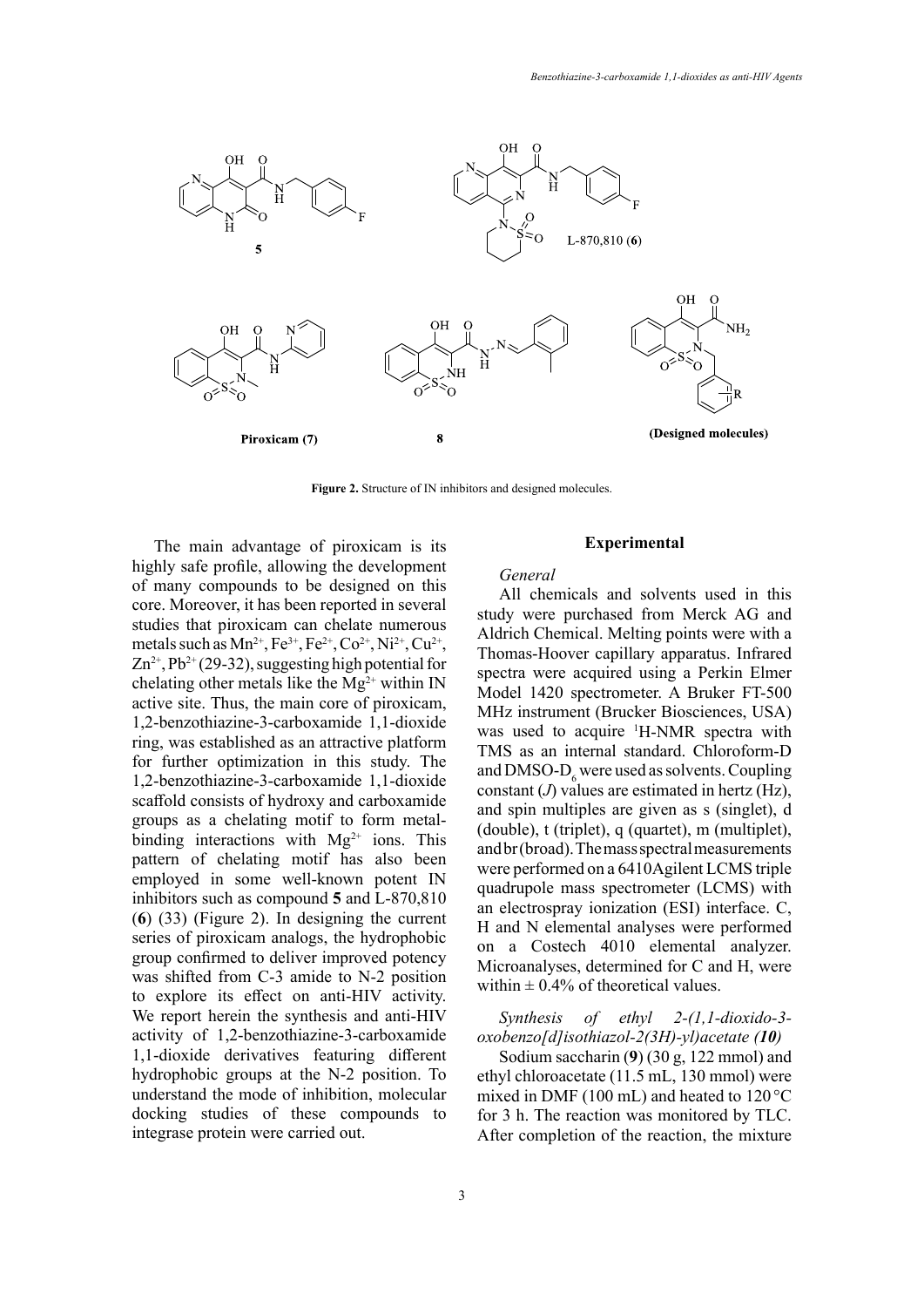Figure 2. Structure of IN inhibitors and designed molecules.

The main advantage of piroxicam is its highly safe profile, allowing the development of many compounds to be designed on this core. Moreover, it has been reported in several studies that piroxicam can chelate numerous metals such as $Mn^{2+}$, $Fe^{3+}$, $Fe^{2+}$, $Co^{2+}$, $Ni^{2+}$, $Cu^{2+}$, $Zn^{2+}$, $Pb^{2+}$ (29-32), suggesting high potential for chelating other metals like the $Mg^{2+}$ within IN active site. Thus, the main core of piroxicam, 1,2-benzothiazine-3-carboxamide 1,1-dioxide ring, was established as an attractive platform for further optimization in this study. The 1,2-benzothiazine-3-carboxamide 1,1-dioxide scaffold consists of hydroxy and carboxamide groups as a chelating motif to form metal-binding interactions with $Mg^{2+}$ ions. This pattern of chelating motif has also been employed in some well-known potent IN inhibitors such as compound **5** and L-870,810 (**6**) (33) (Figure 2). In designing the current series of piroxicam analogs, the hydrophobic group confirmed to deliver improved potency was shifted from C-3 amide to N-2 position to explore its effect on anti-HIV activity. We report herein the synthesis and anti-HIV activity of 1,2-benzothiazine-3-carboxamide 1,1-dioxide derivatives featuring different hydrophobic groups at the N-2 position. To understand the mode of inhibition, molecular docking studies of these compounds to integrase protein were carried out.

## Experimental

*General*

All chemicals and solvents used in this study were purchased from Merck AG and Aldrich Chemical. Melting points were with a Thomas-Hoover capillary apparatus. Infrared spectra were acquired using a Perkin Elmer Model 1420 spectrometer. A Bruker FT-500 MHz instrument (Brucker Biosciences, USA) was used to acquire $^{1}$H-NMR spectra with TMS as an internal standard. Chloroform-D and DMSO-$D_6$ were used as solvents. Coupling constant (*J*) values are estimated in hertz (Hz), and spin multiples are given as s (singlet), d (double), t (triplet), q (quartet), m (multiplet), and br (broad). The mass spectral measurements were performed on a 6410Agilent LCMS triple quadrupole mass spectrometer (LCMS) with an electrospray ionization (ESI) interface. C, H and N elemental analyses were performed on a Costech 4010 elemental analyzer. Microanalyses, determined for C and H, were within ± 0.4% of theoretical values.

*Synthesis of ethyl 2-(1,1-dioxido-3-oxobenzo[d]isothiazol-2(3H)-yl)acetate (**10**)*

Sodium saccharin (**9**) (30 g, 122 mmol) and ethyl chloroacetate (11.5 mL, 130 mmol) were mixed in DMF (100 mL) and heated to 120 °C for 3 h. The reaction was monitored by TLC. After completion of the reaction, the mixture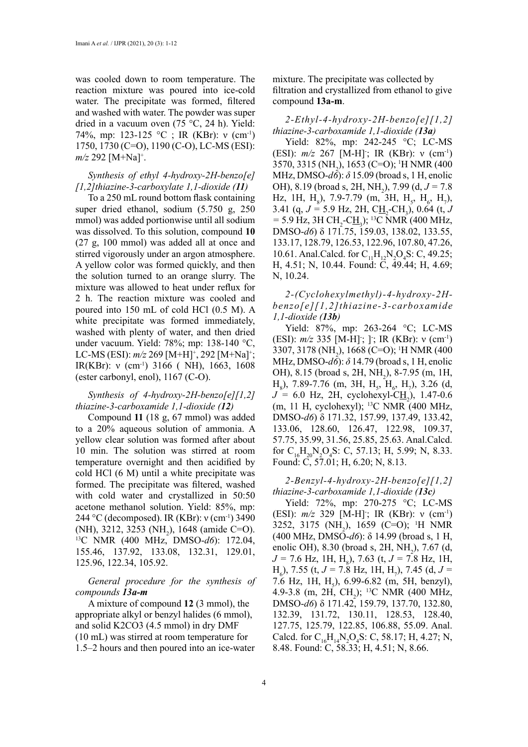was cooled down to room temperature. The reaction mixture was poured into ice-cold water. The precipitate was formed, filtered and washed with water. The powder was super dried in a vacuum oven (75 °C, 24 h). Yield: 74%, mp: 123-125 °C ; IR (KBr): ν ($cm^{-1}$) 1750, 1730 (C=O), 1190 (C-O), LC-MS (ESI): *m/z* 292 $[M+Na]^+$.

*Synthesis of ethyl 4-hydroxy-2H-benzo[e][1,2]thiazine-3-carboxylate 1,1-dioxide (11)*

To a 250 mL round bottom flask containing super dried ethanol, sodium (5.750 g, 250 mmol) was added portionwise until all sodium was dissolved. To this solution, compound **10** (27 g, 100 mmol) was added all at once and stirred vigorously under an argon atmosphere. A yellow color was formed quickly, and then the solution turned to an orange slurry. The mixture was allowed to heat under reflux for 2 h. The reaction mixture was cooled and poured into 150 mL of cold HCl (0.5 M). A white precipitate was formed immediately, washed with plenty of water, and then dried under vacuum. Yield: 78%; mp: 138-140 °C, LC-MS (ESI): *m/z* 269 $[M+H]^+$, 292 $[M+Na]^+$; IR(KBr): ν ($cm^{-1}$) 3166 ( NH), 1663, 1608 (ester carbonyl, enol), 1167 (C-O).

*Synthesis of 4-hydroxy-2H-benzo[e][1,2]thiazine-3-carboxamide 1,1-dioxide (12)*

Compound **11** (18 g, 67 mmol) was added to a 20% aqueous solution of ammonia. A yellow clear solution was formed after about 10 min. The solution was stirred at room temperature overnight and then acidified by cold HCl (6 M) until a white precipitate was formed. The precipitate was filtered, washed with cold water and crystallized in 50:50 acetone methanol solution. Yield: 85%, mp: 244 °C (decomposed). IR (KBr): ν ($cm^{-1}$) 3490 (NH), 3212, 3253 ($NH_2$), 1648 (amide C=O). $^{13}C$ NMR (400 MHz, DMSO-*d6*): 172.04, 155.46, 137.92, 133.08, 132.31, 129.01, 125.96, 122.34, 105.92.

*General procedure for the synthesis of compounds **13a-m***

A mixture of compound **12** (3 mmol), the appropriate alkyl or benzyl halides (6 mmol), and solid K2CO3 (4.5 mmol) in dry DMF (10 mL) was stirred at room temperature for 1.5–2 hours and then poured into an ice-water mixture. The precipitate was collected by filtration and crystallized from ethanol to give compound **13a-m**.

*2-Ethyl-4-hydroxy-2H-benzo[e][1,2]thiazine-3-carboxamide 1,1-dioxide (**13a**)*

Yield: 82%, mp: 242-245 °C; LC-MS (ESI): *m/z* 267 $[M-H]^-$; IR (KBr): ν ($cm^{-1}$) 3570, 3315 ($NH_2$), 1653 (C=O); $^1H$ NMR (400 MHz, DMSO-*d6*): *δ* 15.09 (broad s, 1 H, enolic OH), 8.19 (broad s, 2H, $NH_2$), 7.99 (d, *J* = 7.8 Hz, 1H, $H_8$), 7.9-7.79 (m, 3H, $H_5$, $H_6$, $H_7$), 3.41 (q, *J* = 5.9 Hz, 2H, $C\underline{H}_2$-$CH_3$), 0.64 (t, *J* = 5.9 Hz, 3H $CH_2$-$C\underline{H}_3$); $^{13}C$ NMR (400 MHz, DMSO-*d6*) δ 171.75, 159.03, 138.02, 133.55, 133.17, 128.79, 126.53, 122.96, 107.80, 47.26, 10.61. Anal.Calcd. for $C_{11}H_{12}N_2O_4S$: C, 49.25; H, 4.51; N, 10.44. Found: C, 49.44; H, 4.69; N, 10.24.

*2-(Cyclohexylmethyl)-4-hydroxy-2H-benzo[e][1,2]thiazine-3-carboxamide 1,1-dioxide (**13b**)*

Yield: 87%, mp: 263-264 °C; LC-MS (ESI): *m/z* 335 $[M-H]^-$; $]^-$; IR (KBr): ν ($cm^{-1}$) 3307, 3178 ($NH_2$), 1668 (C=O); $^1H$ NMR (400 MHz, DMSO-*d6*): *δ* 14.79 (broad s, 1 H, enolic OH), 8.15 (broad s, 2H, $NH_2$), 8-7.95 (m, 1H, $H_8$), 7.89-7.76 (m, 3H, $H_5$, $H_6$, $H_7$), 3.26 (d, *J* = 6.0 Hz, 2H, cyclohexyl-$C\underline{H}_2$), 1.47-0.6 (m, 11 H, cyclohexyl); $^{13}C$ NMR (400 MHz, DMSO-*d6*) δ 171.32, 157.99, 137.49, 133.42, 133.06, 128.60, 126.47, 122.98, 109.37, 57.75, 35.99, 31.56, 25.85, 25.63. Anal.Calcd. for $C_{16}H_{20}N_2O_4S$: C, 57.13; H, 5.99; N, 8.33. Found: C, 57.01; H, 6.20; N, 8.13.

*2-Benzyl-4-hydroxy-2H-benzo[e][1,2]thiazine-3-carboxamide 1,1-dioxide (**13c**)*

Yield: 72%, mp: 270-275 °C; LC-MS (ESI): *m/z* 329 $[M-H]^-$; IR (KBr): ν ($cm^{-1}$) 3252, 3175 ($NH_2$), 1659 (C=O); $^1H$ NMR (400 MHz, DMSO-*d6*): δ 14.99 (broad s, 1 H, enolic OH), 8.30 (broad s, 2H, $NH_2$), 7.67 (d, *J* = 7.6 Hz, 1H, $H_8$), 7.63 (t, *J* = 7.8 Hz, 1H, $H_6$), 7.55 (t, *J* = 7.8 Hz, 1H, $H_7$), 7.45 (d, *J* = 7.6 Hz, 1H, $H_5$), 6.99-6.82 (m, 5H, benzyl), 4.9-3.8 (m, 2H, $CH_2$); $^{13}C$ NMR (400 MHz, DMSO-*d6*) δ 171.42, 159.79, 137.70, 132.80, 132.39, 131.72, 130.11, 128.53, 128.40, 127.75, 125.79, 122.85, 106.88, 55.09. Anal. Calcd. for $C_{16}H_{14}N_2O_4S$: C, 58.17; H, 4.27; N, 8.48. Found: C, 58.33; H, 4.51; N, 8.66.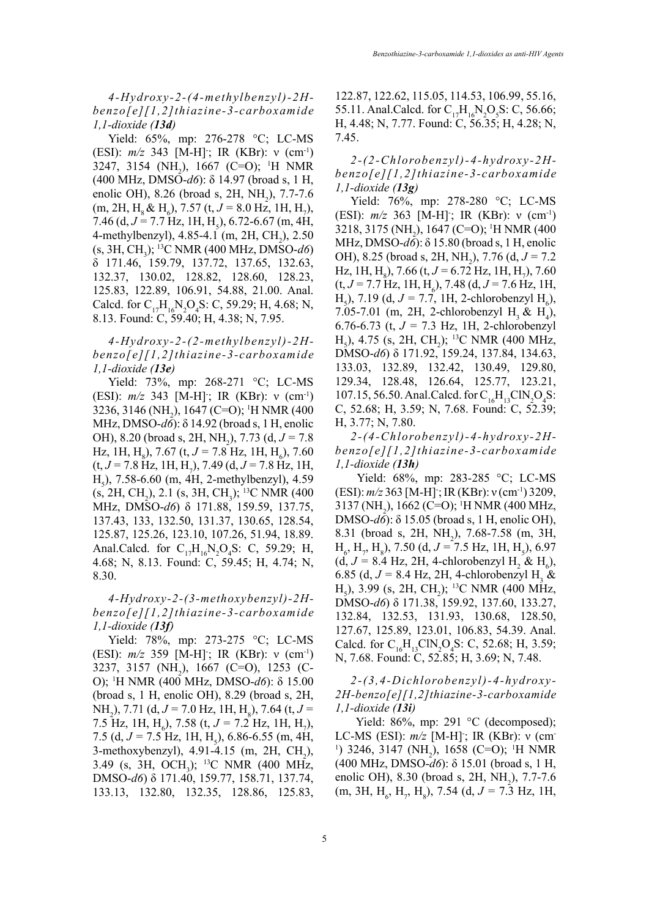*4-Hydroxy-2-(4-methylbenzyl)-2H-benzo[e][1,2]thiazine-3-carboxamide 1,1-dioxide (**13d**)*

Yield: 65%, mp: 276-278 °C; LC-MS (ESI): *m/z* 343 $[M-H]^-$; IR (KBr): ν ($cm^{-1}$) 3247, 3154 ($NH_2$), 1667 (C=O); $^1H$ NMR (400 MHz, DMSO-*d6*): δ 14.97 (broad s, 1 H, enolic OH), 8.26 (broad s, 2H, $NH_2$), 7.7-7.6 (m, 2H, $H_8$ & $H_6$), 7.57 (t, *J* = 8.0 Hz, 1H, $H_7$), 7.46 (d, *J* = 7.7 Hz, 1H, $H_5$), 6.72-6.67 (m, 4H, 4-methylbenzyl), 4.85-4.1 (m, 2H, $CH_2$), 2.50 (s, 3H, $CH_3$); $^{13}C$ NMR (400 MHz, DMSO-*d6*) δ 171.46, 159.79, 137.72, 137.65, 132.63, 132.37, 130.02, 128.82, 128.60, 128.23, 125.83, 122.89, 106.91, 54.88, 21.00. Anal. Calcd. for $C_{17}H_{16}N_2O_4S$: C, 59.29; H, 4.68; N, 8.13. Found: C, 59.40; H, 4.38; N, 7.95.

*4-Hydroxy-2-(2-methylbenzyl)-2H-benzo[e][1,2]thiazine-3-carboxamide 1,1-dioxide (**13e**)*

Yield: 73%, mp: 268-271 °C; LC-MS (ESI): *m/z* 343 $[M-H]^-$; IR (KBr): ν ($cm^{-1}$) 3236, 3146 ($NH_2$), 1647 (C=O); $^1H$ NMR (400 MHz, DMSO-*d6*): δ 14.92 (broad s, 1 H, enolic OH), 8.20 (broad s, 2H, $NH_2$), 7.73 (d, *J* = 7.8 Hz, 1H, $H_8$), 7.67 (t, *J* = 7.8 Hz, 1H, $H_6$), 7.60 (t, *J* = 7.8 Hz, 1H, $H_7$), 7.49 (d, *J* = 7.8 Hz, 1H, $H_5$), 7.58-6.60 (m, 4H, 2-methylbenzyl), 4.59 (s, 2H, $CH_2$), 2.1 (s, 3H, $CH_3$); $^{13}C$ NMR (400 MHz, DMSO-*d6*) δ 171.88, 159.59, 137.75, 137.43, 133, 132.50, 131.37, 130.65, 128.54, 125.87, 125.26, 123.10, 107.26, 51.94, 18.89. Anal.Calcd. for $C_{17}H_{16}N_2O_4S$: C, 59.29; H, 4.68; N, 8.13. Found: C, 59.45; H, 4.74; N, 8.30.

*4-Hydroxy-2-(3-methoxybenzyl)-2H-benzo[e][1,2]thiazine-3-carboxamide 1,1-dioxide (**13f**)*

Yield: 78%, mp: 273-275 °C; LC-MS (ESI): *m/z* 359 $[M-H]^-$; IR (KBr): ν ($cm^{-1}$) 3237, 3157 ($NH_2$), 1667 (C=O), 1253 (C-O); $^1H$ NMR (400 MHz, DMSO-*d6*): δ 15.00 (broad s, 1 H, enolic OH), 8.29 (broad s, 2H, $NH_2$), 7.71 (d, *J* = 7.0 Hz, 1H, $H_8$), 7.64 (t, *J* = 7.5 Hz, 1H, $H_6$), 7.58 (t, *J* = 7.2 Hz, 1H, $H_7$), 7.5 (d, *J* = 7.5 Hz, 1H, $H_5$), 6.86-6.55 (m, 4H, 3-methoxybenzyl), 4.91-4.15 (m, 2H, $CH_2$), 3.49 (s, 3H, $OCH_3$); $^{13}C$ NMR (400 MHz, DMSO-*d6*) δ 171.40, 159.77, 158.71, 137.74, 133.13, 132.80, 132.35, 128.86, 125.83, 122.87, 122.62, 115.05, 114.53, 106.99, 55.16, 55.11. Anal.Calcd. for $C_{17}H_{16}N_2O_5S$: C, 56.66; H, 4.48; N, 7.77. Found: C, 56.35; H, 4.28; N, 7.45.

*2-(2-Chlorobenzyl)-4-hydroxy-2H-benzo[e][1,2]thiazine-3-carboxamide 1,1-dioxide (**13g**)*

Yield: 76%, mp: 278-280 °C; LC-MS (ESI): *m/z* 363 $[M-H]^-$; IR (KBr): ν ($cm^{-1}$) 3218, 3175 ($NH_2$), 1647 (C=O); $^1H$ NMR (400 MHz, DMSO-*d6*): δ 15.80 (broad s, 1 H, enolic OH), 8.25 (broad s, 2H, $NH_2$), 7.76 (d, *J* = 7.2 Hz, 1H, $H_8$), 7.66 (t, *J* = 6.72 Hz, 1H, $H_7$), 7.60 (t, *J* = 7.7 Hz, 1H, $H_6$), 7.48 (d, *J* = 7.6 Hz, 1H, $H_5$), 7.19 (d, *J* = 7.7, 1H, 2-chlorobenzyl $H_6$), 7.05-7.01 (m, 2H, 2-chlorobenzyl $H_3$ & $H_4$), 6.76-6.73 (t, *J* = 7.3 Hz, 1H, 2-chlorobenzyl $H_5$), 4.75 (s, 2H, $CH_2$); $^{13}C$ NMR (400 MHz, DMSO-*d6*) δ 171.92, 159.24, 137.84, 134.63, 133.03, 132.89, 132.42, 130.49, 129.80, 129.34, 128.48, 126.64, 125.77, 123.21, 107.15, 56.50. Anal.Calcd. for $C_{16}H_{13}ClN_2O_4S$: C, 52.68; H, 3.59; N, 7.68. Found: C, 52.39; H, 3.77; N, 7.80.

*2-(4-Chlorobenzyl)-4-hydroxy-2H-benzo[e][1,2]thiazine-3-carboxamide 1,1-dioxide (**13h**)*

Yield: 68%, mp: 283-285 °C; LC-MS (ESI): *m/z* 363 $[M-H]^-$; IR (KBr): ν ($cm^{-1}$) 3209, 3137 ($NH_2$), 1662 (C=O); $^1H$ NMR (400 MHz, DMSO-*d6*): δ 15.05 (broad s, 1 H, enolic OH), 8.31 (broad s, 2H, $NH_2$), 7.68-7.58 (m, 3H, $H_6$, $H_7$, $H_8$), 7.50 (d, *J* = 7.5 Hz, 1H, $H_5$), 6.97 (d, *J* = 8.4 Hz, 2H, 4-chlorobenzyl $H_2$ & $H_6$), 6.85 (d, *J* = 8.4 Hz, 2H, 4-chlorobenzyl $H_3$ & $H_5$), 3.99 (s, 2H, $CH_2$); $^{13}C$ NMR (400 MHz, DMSO-*d6*) δ 171.38, 159.92, 137.60, 133.27, 132.84, 132.53, 131.93, 130.68, 128.50, 127.67, 125.89, 123.01, 106.83, 54.39. Anal. Calcd. for $C_{16}H_{13}ClN_2O_4S$: C, 52.68; H, 3.59; N, 7.68. Found: C, 52.85; H, 3.69; N, 7.48.

*2-(3,4-Dichlorobenzyl)-4-hydroxy-2H-benzo[e][1,2]thiazine-3-carboxamide 1,1-dioxide (**13i**)*

Yield: 86%, mp: 291 °C (decomposed); LC-MS (ESI): *m/z* $[M-H]^-$; IR (KBr): ν ($cm^{-1}$) 3246, 3147 ($NH_2$), 1658 (C=O); $^1H$ NMR (400 MHz, DMSO-*d6*): δ 15.01 (broad s, 1 H, enolic OH), 8.30 (broad s, 2H, $NH_2$), 7.7-7.6 (m, 3H, $H_6$, $H_7$, $H_8$), 7.54 (d, *J* = 7.3 Hz, 1H,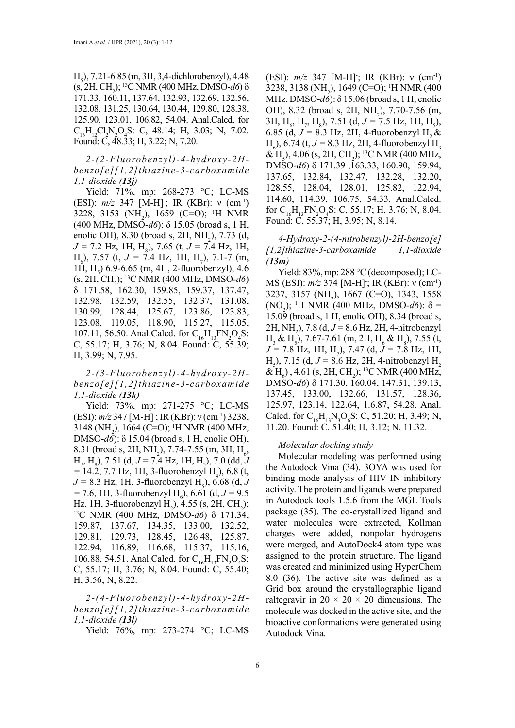$H_5$), 7.21-6.85 (m, 3H, 3,4-dichlorobenzyl), 4.48 (s, 2H, $CH_2$); $^{13}$C NMR (400 MHz, DMSO-*d6*) δ 171.33, 160.11, 137.64, 132.93, 132.69, 132.56, 132.08, 131.25, 130.64, 130.44, 129.80, 128.38, 125.90, 123.01, 106.82, 54.04. Anal.Calcd. for $C_{16}H_{12}Cl_2N_2O_4S$: C, 48.14; H, 3.03; N, 7.02. Found: C, 48.33; H, 3.22; N, 7.20.

*2-(2-Fluorobenzyl)-4-hydroxy-2H-benzo[e][1,2]thiazine-3-carboxamide 1,1-dioxide (**13j**)*

Yield: 71%, mp: 268-273 °C; LC-MS (ESI): *m/z* 347 [M-H]$^-$; IR (KBr): ν (cm$^{-1}$) 3228, 3153 ($NH_2$), 1659 (C=O); $^1$H NMR (400 MHz, DMSO-*d6*): δ 15.05 (broad s, 1 H, enolic OH), 8.30 (broad s, 2H, $NH_2$), 7.73 (d, $J$ = 7.2 Hz, 1H, $H_8$), 7.65 (t, $J$ = 7.4 Hz, 1H, $H_6$), 7.57 (t, $J$ = 7.4 Hz, 1H, $H_7$), 7.1-7 (m, 1H, $H_5$) 6.9-6.65 (m, 4H, 2-fluorobenzyl), 4.6 (s, 2H, $CH_2$); $^{13}$C NMR (400 MHz, DMSO-*d6*) δ 171.58, 162.30, 159.85, 159.37, 137.47, 132.98, 132.59, 132.55, 132.37, 131.08, 130.99, 128.44, 125.67, 123.86, 123.83, 123.08, 119.05, 118.90, 115.27, 115.05, 107.11, 56.50. Anal.Calcd. for $C_{16}H_{13}FN_2O_4S$: C, 55.17; H, 3.76; N, 8.04. Found: C, 55.39; H, 3.99; N, 7.95.

*2-(3-Fluorobenzyl)-4-hydroxy-2H-benzo[e][1,2]thiazine-3-carboxamide 1,1-dioxide (**13k**)*

Yield: 73%, mp: 271-275 °C; LC-MS (ESI): *m/z* 347 [M-H]$^-$; IR (KBr): ν (cm$^{-1}$) 3238, 3148 ($NH_2$), 1664 (C=O); $^1$H NMR (400 MHz, DMSO-*d6*): δ 15.04 (broad s, 1 H, enolic OH), 8.31 (broad s, 2H, $NH_2$), 7.74-7.55 (m, 3H, $H_6$, $H_7$, $H_8$), 7.51 (d, $J$ = 7.4 Hz, 1H, $H_5$), 7.0 (dd, $J$ = 14.2, 7.7 Hz, 1H, 3-fluorobenzyl $H_4$), 6.8 (t, $J$ = 8.3 Hz, 1H, 3-fluorobenzyl $H_5$), 6.68 (d, $J$ = 7.6, 1H, 3-fluorobenzyl $H_6$), 6.61 (d, $J$ = 9.5 Hz, 1H, 3-fluorobenzyl $H_2$), 4.55 (s, 2H, $CH_2$); $^{13}$C NMR (400 MHz, DMSO-*d6*) δ 171.34, 159.87, 137.67, 134.35, 133.00, 132.52, 129.81, 129.73, 128.45, 126.48, 125.87, 122.94, 116.89, 116.68, 115.37, 115.16, 106.88, 54.51. Anal.Calcd. for $C_{16}H_{13}FN_2O_4S$: C, 55.17; H, 3.76; N, 8.04. Found: C, 55.40; H, 3.56; N, 8.22.

*2-(4-Fluorobenzyl)-4-hydroxy-2H-benzo[e][1,2]thiazine-3-carboxamide 1,1-dioxide (**13l**)*

Yield: 76%, mp: 273-274 °C; LC-MS (ESI): *m/z* 347 [M-H]$^-$; IR (KBr): ν (cm$^{-1}$) 3238, 3138 ($NH_2$), 1649 (C=O); $^1$H NMR (400 MHz, DMSO-*d6*): δ 15.06 (broad s, 1 H, enolic OH), 8.32 (broad s, 2H, $NH_2$), 7.70-7.56 (m, 3H, $H_6$, $H_7$, $H_8$), 7.51 (d, $J$ = 7.5 Hz, 1H, $H_5$), 6.85 (d, $J$ = 8.3 Hz, 2H, 4-fluorobenzyl $H_2$ & $H_6$), 6.74 (t, $J$ = 8.3 Hz, 2H, 4-fluorobenzyl $H_3$ & $H_5$), 4.06 (s, 2H, $CH_2$); $^{13}$C NMR (400 MHz, DMSO-*d6*) δ 171.39 ,163.33, 160.90, 159.94, 137.65, 132.84, 132.47, 132.28, 132.20, 128.55, 128.04, 128.01, 125.82, 122.94, 114.60, 114.39, 106.75, 54.33. Anal.Calcd. for $C_{16}H_{13}FN_2O_4S$: C, 55.17; H, 3.76; N, 8.04. Found: C, 55.37; H, 3.95; N, 8.14.

*4-Hydroxy-2-(4-nitrobenzyl)-2H-benzo[e][1,2]thiazine-3-carboxamide 1,1-dioxide (**13m**)*

Yield: 83%, mp: 288 °C (decomposed); LC-MS (ESI): *m/z* 374 [M-H]$^-$; IR (KBr): ν (cm$^{-1}$) 3237, 3157 ($NH_2$), 1667 (C=O), 1343, 1558 ($NO_2$); $^1$H NMR (400 MHz, DMSO-*d6*): δ = 15.09 (broad s, 1 H, enolic OH), 8.34 (broad s, 2H, $NH_2$), 7.8 (d, $J$ = 8.6 Hz, 2H, 4-nitrobenzyl $H_3$ & $H_5$), 7.67-7.61 (m, 2H, $H_6$ & $H_8$), 7.55 (t, $J$ = 7.8 Hz, 1H, $H_7$), 7.47 (d, $J$ = 7.8 Hz, 1H, $H_5$), 7.15 (d, $J$ = 8.6 Hz, 2H, 4-nitrobenzyl $H_2$ & $H_6$) , 4.61 (s, 2H, $CH_2$); $^{13}$C NMR (400 MHz, DMSO-*d6*) δ 171.30, 160.04, 147.31, 139.13, 137.45, 133.00, 132.66, 131.57, 128.36, 125.97, 123.14, 122.64, 1.6.87, 54.28. Anal. Calcd. for $C_{16}H_{13}N_3O_6S$: C, 51.20; H, 3.49; N, 11.20. Found: C, 51.40; H, 3.12; N, 11.32.

*Molecular docking study*

Molecular modeling was performed using the Autodock Vina (34). 3OYA was used for binding mode analysis of HIV IN inhibitory activity. The protein and ligands were prepared in Autodock tools 1.5.6 from the MGL Tools package (35). The co-crystallized ligand and water molecules were extracted, Kollman charges were added, nonpolar hydrogens were merged, and AutoDock4 atom type was assigned to the protein structure. The ligand was created and minimized using HyperChem 8.0 (36). The active site was defined as a Grid box around the crystallographic ligand raltegravir in 20 × 20 × 20 dimensions. The molecule was docked in the active site, and the bioactive conformations were generated using Autodock Vina.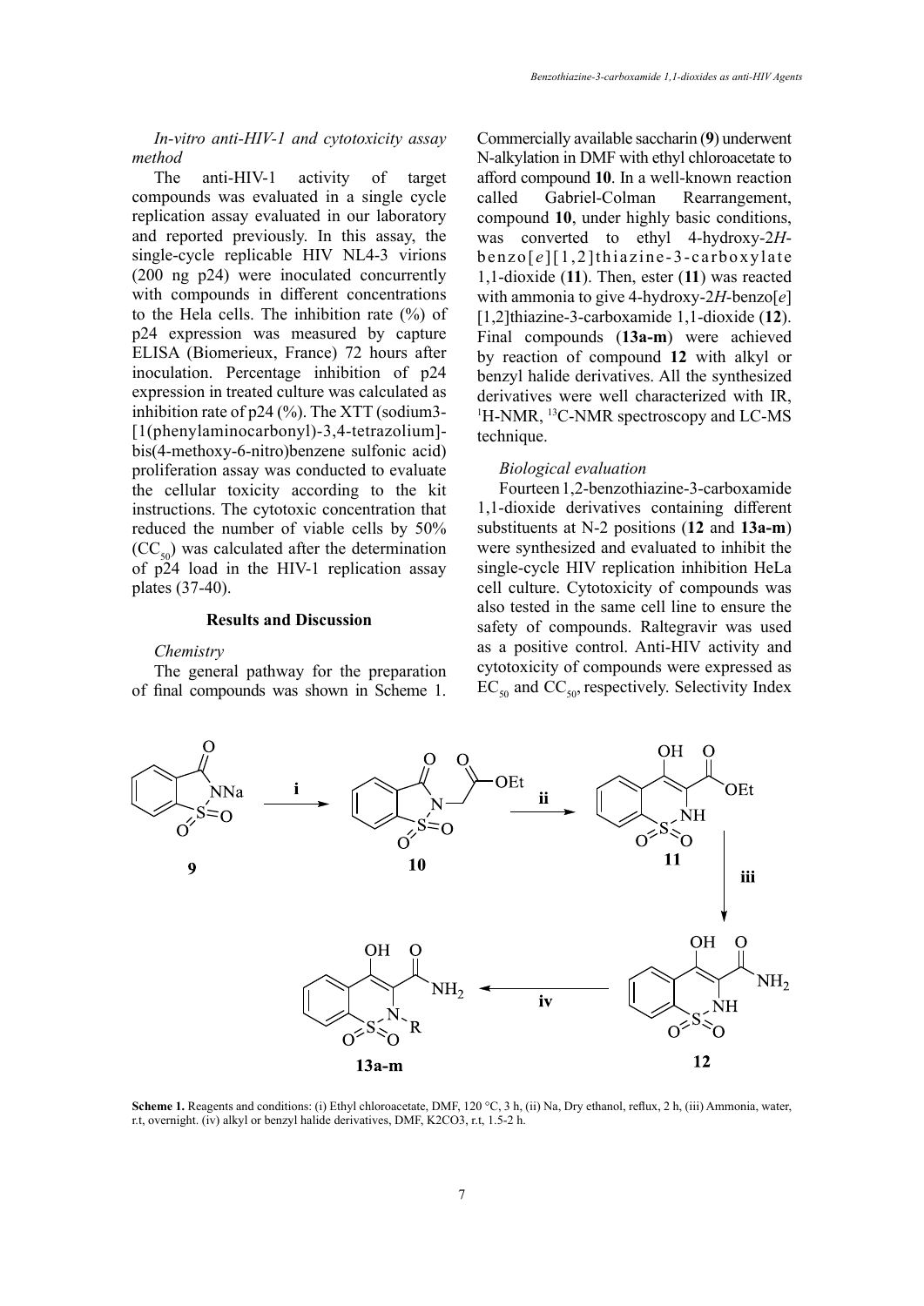*In-vitro anti-HIV-1 and cytotoxicity assay method*

The anti-HIV-1 activity of target compounds was evaluated in a single cycle replication assay evaluated in our laboratory and reported previously. In this assay, the single-cycle replicable HIV NL4-3 virions (200 ng p24) were inoculated concurrently with compounds in different concentrations to the Hela cells. The inhibition rate (%) of p24 expression was measured by capture ELISA (Biomerieux, France) 72 hours after inoculation. Percentage inhibition of p24 expression in treated culture was calculated as inhibition rate of p24 (%). The XTT (sodium3-[1(phenylaminocarbonyl)-3,4-tetrazolium]-bis(4-methoxy-6-nitro)benzene sulfonic acid) proliferation assay was conducted to evaluate the cellular toxicity according to the kit instructions. The cytotoxic concentration that reduced the number of viable cells by 50% ($CC_{50}$) was calculated after the determination of p24 load in the HIV-1 replication assay plates (37-40).

## Results and Discussion

*Chemistry*

The general pathway for the preparation of final compounds was shown in Scheme 1. Commercially available saccharin (**9**) underwent N-alkylation in DMF with ethyl chloroacetate to afford compound **10**. In a well-known reaction called Gabriel-Colman Rearrangement, compound **10**, under highly basic conditions, was converted to ethyl 4-hydroxy-2*H*-benzo[*e*][1,2]thiazine-3-carboxylate 1,1-dioxide (**11**). Then, ester (**11**) was reacted with ammonia to give 4-hydroxy-2*H*-benzo[*e*][1,2]thiazine-3-carboxamide 1,1-dioxide (**12**). Final compounds (**13a-m**) were achieved by reaction of compound **12** with alkyl or benzyl halide derivatives. All the synthesized derivatives were well characterized with IR, $^{1}$H-NMR, $^{13}$C-NMR spectroscopy and LC-MS technique.

*Biological evaluation*

Fourteen 1,2-benzothiazine-3-carboxamide 1,1-dioxide derivatives containing different substituents at N-2 positions (**12** and **13a-m**) were synthesized and evaluated to inhibit the single-cycle HIV replication inhibition HeLa cell culture. Cytotoxicity of compounds was also tested in the same cell line to ensure the safety of compounds. Raltegravir was used as a positive control. Anti-HIV activity and cytotoxicity of compounds were expressed as $EC_{50}$ and $CC_{50}$, respectively. Selectivity Index

**Scheme 1.** Reagents and conditions: (i) Ethyl chloroacetate, DMF, 120 °C, 3 h, (ii) Na, Dry ethanol, reflux, 2 h, (iii) Ammonia, water, r.t, overnight. (iv) alkyl or benzyl halide derivatives, DMF, K2CO3, r.t, 1.5-2 h.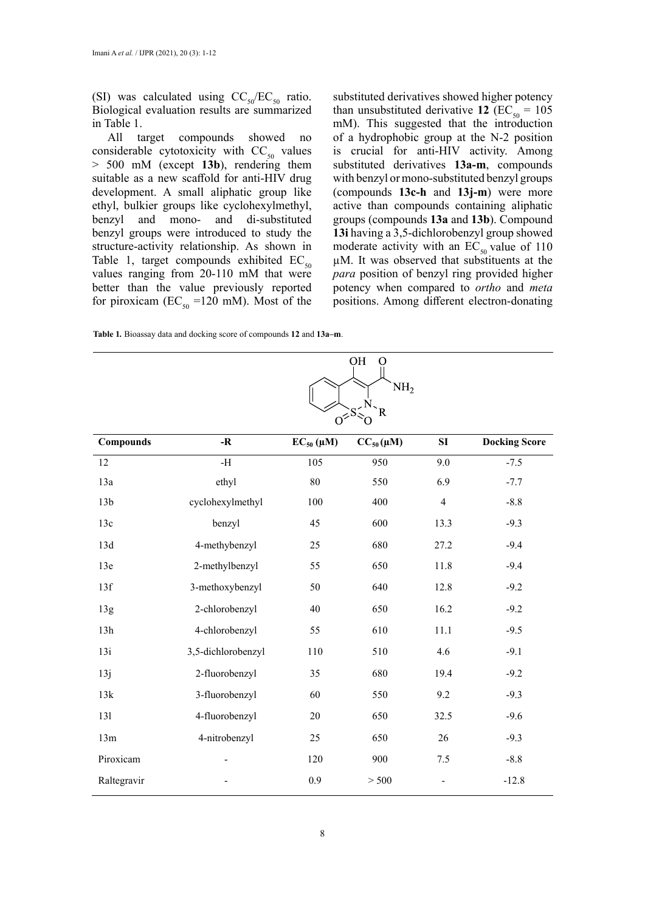(SI) was calculated using $CC_{50}/EC_{50}$ ratio. Biological evaluation results are summarized in Table 1.

All target compounds showed no considerable cytotoxicity with $CC_{50}$ values > 500 mM (except **13b**), rendering them suitable as a new scaffold for anti-HIV drug development. A small aliphatic group like ethyl, bulkier groups like cyclohexylmethyl, benzyl and mono- and di-substituted benzyl groups were introduced to study the structure-activity relationship. As shown in Table 1, target compounds exhibited $EC_{50}$ values ranging from 20-110 mM that were better than the value previously reported for piroxicam ($EC_{50}$ =120 mM). Most of the substituted derivatives showed higher potency than unsubstituted derivative **12** ($EC_{50}$ = 105 mM). This suggested that the introduction of a hydrophobic group at the N-2 position is crucial for anti-HIV activity. Among substituted derivatives **13a-m**, compounds with benzyl or mono-substituted benzyl groups (compounds **13c-h** and **13j-m**) were more active than compounds containing aliphatic groups (compounds **13a** and **13b**). Compound **13i** having a 3,5-dichlorobenzyl group showed moderate activity with an $EC_{50}$ value of 110 μM. It was observed that substituents at the *para* position of benzyl ring provided higher potency when compared to *ortho* and *meta* positions. Among different electron-donating

**Table 1.** Bioassay data and docking score of compounds **12** and **13a–m**.

| Compounds | -R | $EC_{50}$ (μM) | $CC_{50}$ (μM) | SI | Docking Score |
|---|---|---|---|---|---|
| 12 | -H | 105 | 950 | 9.0 | -7.5 |
| 13a | ethyl | 80 | 550 | 6.9 | -7.7 |
| 13b | cyclohexylmethyl | 100 | 400 | 4 | -8.8 |
| 13c | benzyl | 45 | 600 | 13.3 | -9.3 |
| 13d | 4-methybenzyl | 25 | 680 | 27.2 | -9.4 |
| 13e | 2-methylbenzyl | 55 | 650 | 11.8 | -9.4 |
| 13f | 3-methoxybenzyl | 50 | 640 | 12.8 | -9.2 |
| 13g | 2-chlorobenzyl | 40 | 650 | 16.2 | -9.2 |
| 13h | 4-chlorobenzyl | 55 | 610 | 11.1 | -9.5 |
| 13i | 3,5-dichlorobenzyl | 110 | 510 | 4.6 | -9.1 |
| 13j | 2-fluorobenzyl | 35 | 680 | 19.4 | -9.2 |
| 13k | 3-fluorobenzyl | 60 | 550 | 9.2 | -9.3 |
| 13l | 4-fluorobenzyl | 20 | 650 | 32.5 | -9.6 |
| 13m | 4-nitrobenzyl | 25 | 650 | 26 | -9.3 |
| Piroxicam | - | 120 | 900 | 7.5 | -8.8 |
| Raltegravir | - | 0.9 | > 500 | - | -12.8 |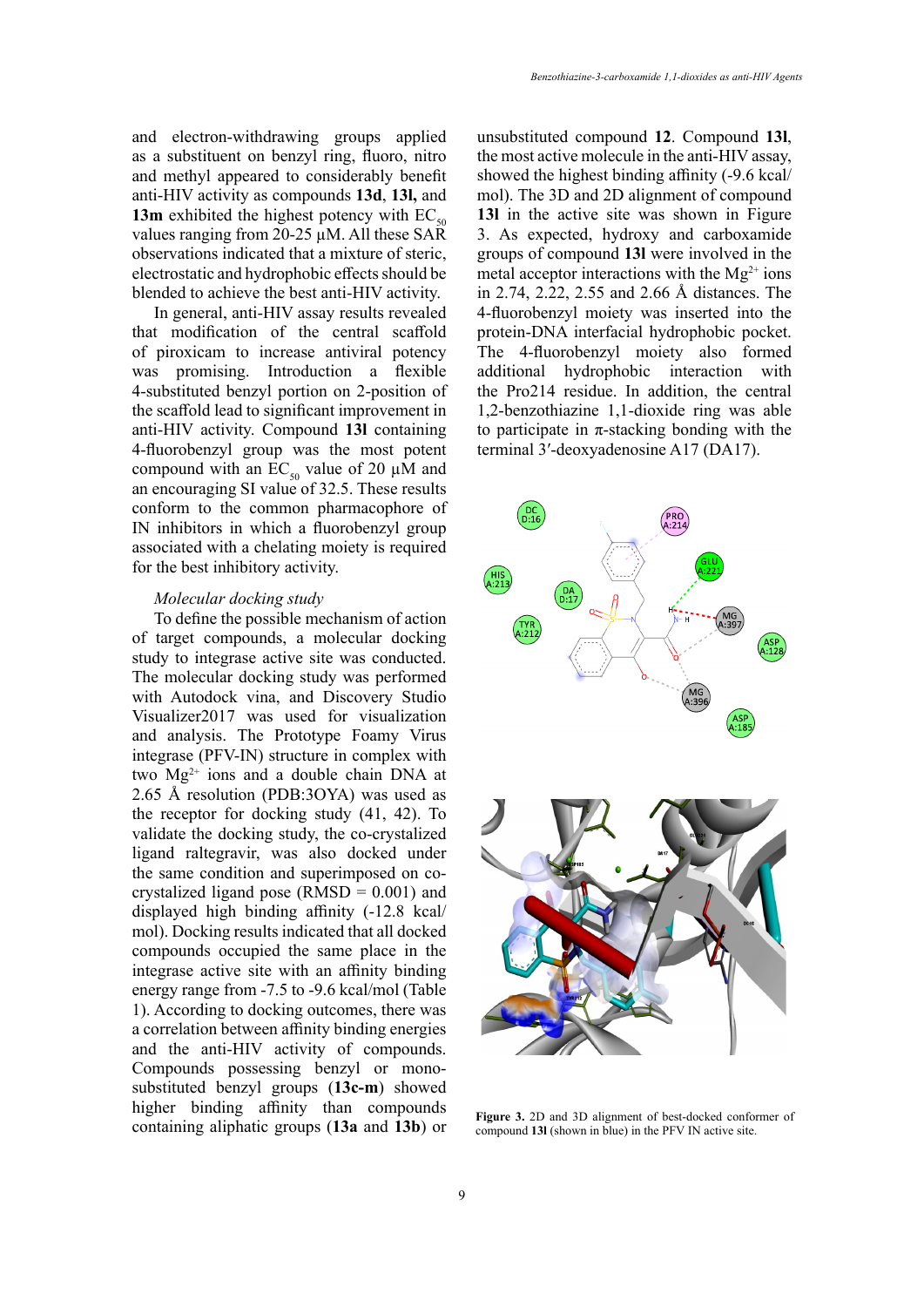and electron-withdrawing groups applied as a substituent on benzyl ring, fluoro, nitro and methyl appeared to considerably benefit anti-HIV activity as compounds **13d**, **13l,** and **13m** exhibited the highest potency with $EC_{50}$ values ranging from 20-25 µM. All these SAR observations indicated that a mixture of steric, electrostatic and hydrophobic effects should be blended to achieve the best anti-HIV activity.

In general, anti-HIV assay results revealed that modification of the central scaffold of piroxicam to increase antiviral potency was promising. Introduction a flexible 4-substituted benzyl portion on 2-position of the scaffold lead to significant improvement in anti-HIV activity. Compound **13l** containing 4-fluorobenzyl group was the most potent compound with an $EC_{50}$ value of 20 µM and an encouraging SI value of 32.5. These results conform to the common pharmacophore of IN inhibitors in which a fluorobenzyl group associated with a chelating moiety is required for the best inhibitory activity.

*Molecular docking study*

To define the possible mechanism of action of target compounds, a molecular docking study to integrase active site was conducted. The molecular docking study was performed with Autodock vina, and Discovery Studio Visualizer2017 was used for visualization and analysis. The Prototype Foamy Virus integrase (PFV-IN) structure in complex with two $Mg^{2+}$ ions and a double chain DNA at 2.65 Å resolution (PDB:3OYA) was used as the receptor for docking study (41, 42). To validate the docking study, the co-crystalized ligand raltegravir, was also docked under the same condition and superimposed on co-crystallized ligand pose (RMSD = 0.001) and displayed high binding affinity (-12.8 kcal/mol). Docking results indicated that all docked compounds occupied the same place in the integrase active site with an affinity binding energy range from -7.5 to -9.6 kcal/mol (Table 1). According to docking outcomes, there was a correlation between affinity binding energies and the anti-HIV activity of compounds. Compounds possessing benzyl or mono-substituted benzyl groups (**13c-m**) showed higher binding affinity than compounds containing aliphatic groups (**13a** and **13b**) or unsubstituted compound **12**. Compound **13l**, the most active molecule in the anti-HIV assay, showed the highest binding affinity (-9.6 kcal/mol). The 3D and 2D alignment of compound **13l** in the active site was shown in Figure 3. As expected, hydroxy and carboxamide groups of compound **13l** were involved in the metal acceptor interactions with the $Mg^{2+}$ ions in 2.74, 2.22, 2.55 and 2.66 Å distances. The 4-fluorobenzyl moiety was inserted into the protein-DNA interfacial hydrophobic pocket. The 4-fluorobenzyl moiety also formed additional hydrophobic interaction with the Pro214 residue. In addition, the central 1,2-benzothiazine 1,1-dioxide ring was able to participate in π-stacking bonding with the terminal 3′-deoxyadenosine A17 (DA17).

**Figure 3.** 2D and 3D alignment of best-docked conformer of compound **13l** (shown in blue) in the PFV IN active site.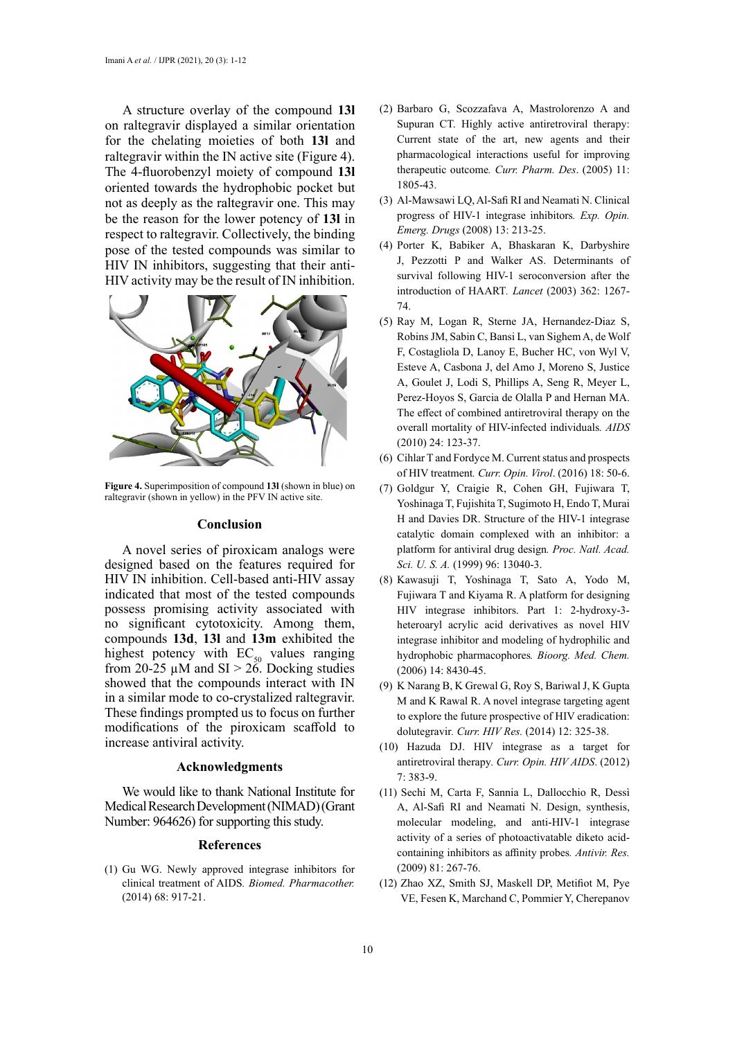A structure overlay of the compound **13l** on raltegravir displayed a similar orientation for the chelating moieties of both **13l** and raltegravir within the IN active site (Figure 4). The 4-fluorobenzyl moiety of compound **13l** oriented towards the hydrophobic pocket but not as deeply as the raltegravir one. This may be the reason for the lower potency of **13l** in respect to raltegravir. Collectively, the binding pose of the tested compounds was similar to HIV IN inhibitors, suggesting that their anti-HIV activity may be the result of IN inhibition.

**Figure 4.** Superimposition of compound **13l** (shown in blue) on raltegravir (shown in yellow) in the PFV IN active site.

## Conclusion

A novel series of piroxicam analogs were designed based on the features required for HIV IN inhibition. Cell-based anti-HIV assay indicated that most of the tested compounds possess promising activity associated with no significant cytotoxicity. Among them, compounds **13d**, **13l** and **13m** exhibited the highest potency with $EC_{50}$ values ranging from 20-25 μM and SI > 26. Docking studies showed that the compounds interact with IN in a similar mode to co-crystalized raltegravir. These findings prompted us to focus on further modifications of the piroxicam scaffold to increase antiviral activity.

## Acknowledgements

We would like to thank National Institute for Medical Research Development (NIMAD) (Grant Number: 964626) for supporting this study.

## References

(1) Gu WG. Newly approved integrase inhibitors for clinical treatment of AIDS. *Biomed. Pharmacother.* (2014) 68: 917-21.

(2) Barbaro G, Scozzafava A, Mastrolorenzo A and Supuran CT. Highly active antiretroviral therapy: Current state of the art, new agents and their pharmacological interactions useful for improving therapeutic outcome. *Curr. Pharm. Des*. (2005) 11: 1805-43.

(3) Al-Mawsawi LQ, Al-Safi RI and Neamati N. Clinical progress of HIV-1 integrase inhibitors. *Exp. Opin. Emerg. Drugs* (2008) 13: 213-25.

(4) Porter K, Babiker A, Bhaskaran K, Darbyshire J, Pezzotti P and Walker AS. Determinants of survival following HIV-1 seroconversion after the introduction of HAART. *Lancet* (2003) 362: 1267-74.

(5) Ray M, Logan R, Sterne JA, Hernandez-Diaz S, Robins JM, Sabin C, Bansi L, van Sighem A, de Wolf F, Costagliola D, Lanoy E, Bucher HC, von Wyl V, Esteve A, Casbona J, del Amo J, Moreno S, Justice A, Goulet J, Lodi S, Phillips A, Seng R, Meyer L, Perez-Hoyos S, Garcia de Olalla P and Hernan MA. The effect of combined antiretroviral therapy on the overall mortality of HIV-infected individuals. *AIDS* (2010) 24: 123-37.

(6) Cihlar T and Fordyce M. Current status and prospects of HIV treatment. *Curr. Opin. Virol*. (2016) 18: 50-6.

(7) Goldgur Y, Craigie R, Cohen GH, Fujiwara T, Yoshinaga T, Fujishita T, Sugimoto H, Endo T, Murai H and Davies DR. Structure of the HIV-1 integrase catalytic domain complexed with an inhibitor: a platform for antiviral drug design. *Proc. Natl. Acad. Sci. U. S. A.* (1999) 96: 13040-3.

(8) Kawasuji T, Yoshinaga T, Sato A, Yodo M, Fujiwara T and Kiyama R. A platform for designing HIV integrase inhibitors. Part 1: 2-hydroxy-3-heteroaryl acrylic acid derivatives as novel HIV integrase inhibitor and modeling of hydrophilic and hydrophobic pharmacophores. *Bioorg. Med. Chem.* (2006) 14: 8430-45.

(9) K Narang B, K Grewal G, Roy S, Bariwal J, K Gupta M and K Rawal R. A novel integrase targeting agent to explore the future prospective of HIV eradication: dolutegravir. *Curr. HIV Res.* (2014) 12: 325-38.

(10) Hazuda DJ. HIV integrase as a target for antiretroviral therapy. *Curr. Opin. HIV AIDS*. (2012) 7: 383-9.

(11) Sechi M, Carta F, Sannia L, Dallocchio R, Dessì A, Al-Safi RI and Neamati N. Design, synthesis, molecular modeling, and anti-HIV-1 integrase activity of a series of photoactivatable diketo acid-containing inhibitors as affinity probes. *Antivir. Res.* (2009) 81: 267-76.

(12) Zhao XZ, Smith SJ, Maskell DP, Metifiot M, Pye VE, Fesen K, Marchand C, Pommier Y, Cherepanov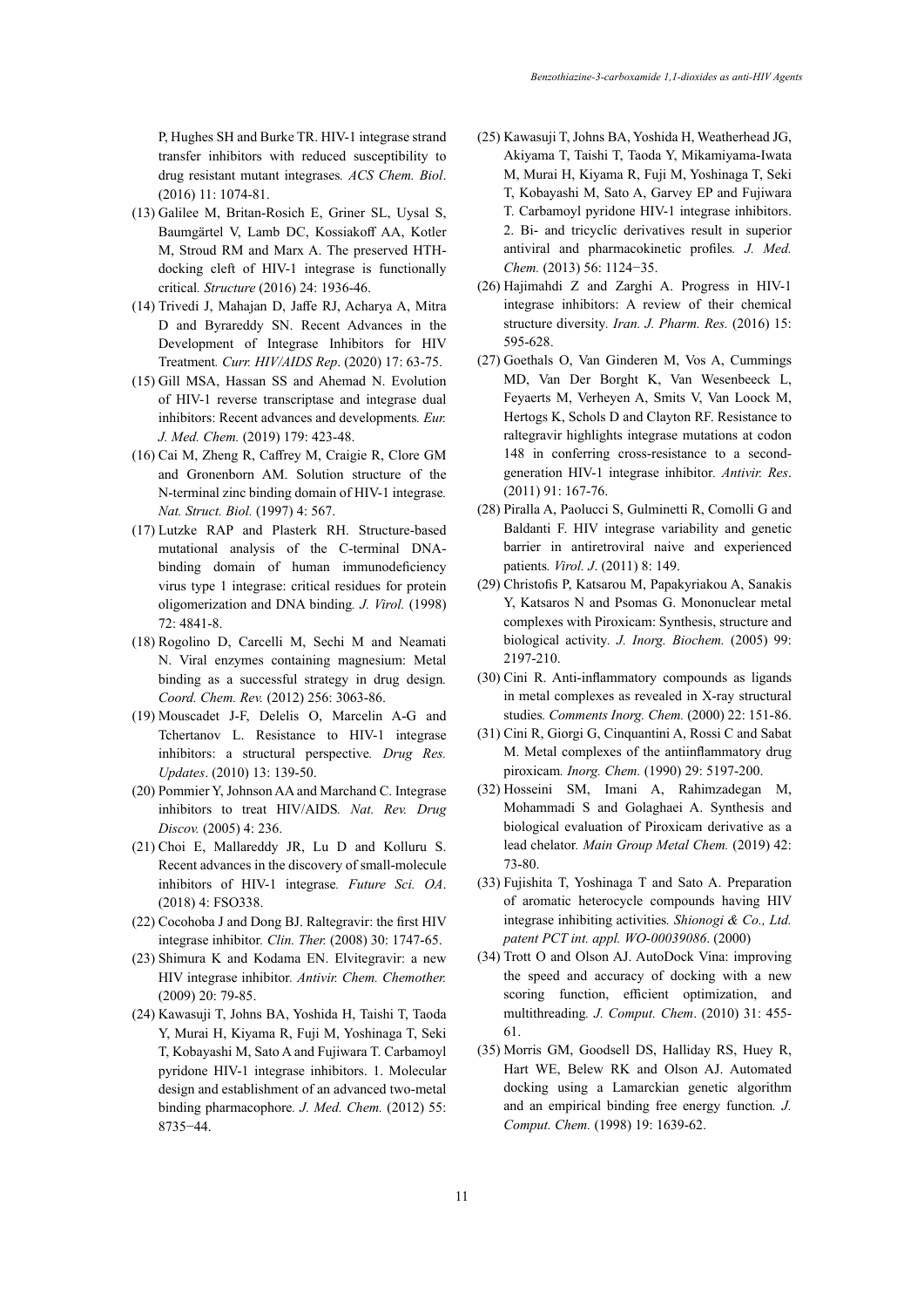P, Hughes SH and Burke TR. HIV-1 integrase strand transfer inhibitors with reduced susceptibility to drug resistant mutant integrases. *ACS Chem. Biol*. (2016) 11: 1074-81.

(13) Galilee M, Britan-Rosich E, Griner SL, Uysal S, Baumgärtel V, Lamb DC, Kossiakoff AA, Kotler M, Stroud RM and Marx A. The preserved HTH-docking cleft of HIV-1 integrase is functionally critical. *Structure* (2016) 24: 1936-46.

(14) Trivedi J, Mahajan D, Jaffe RJ, Acharya A, Mitra D and Byrareddy SN. Recent Advances in the Development of Integrase Inhibitors for HIV Treatment. *Curr. HIV/AIDS Rep*. (2020) 17: 63-75.

(15) Gill MSA, Hassan SS and Ahemad N. Evolution of HIV-1 reverse transcriptase and integrase dual inhibitors: Recent advances and developments. *Eur. J. Med. Chem.* (2019) 179: 423-48.

(16) Cai M, Zheng R, Caffrey M, Craigie R, Clore GM and Gronenborn AM. Solution structure of the N-terminal zinc binding domain of HIV-1 integrase. *Nat. Struct. Biol.* (1997) 4: 567.

(17) Lutzke RAP and Plasterk RH. Structure-based mutational analysis of the C-terminal DNA-binding domain of human immunodeficiency virus type 1 integrase: critical residues for protein oligomerization and DNA binding. *J. Virol.* (1998) 72: 4841-8.

(18) Rogolino D, Carcelli M, Sechi M and Neamati N. Viral enzymes containing magnesium: Metal binding as a successful strategy in drug design. *Coord. Chem. Rev.* (2012) 256: 3063-86.

(19) Mouscadet J-F, Delelis O, Marcelin A-G and Tchertanov L. Resistance to HIV-1 integrase inhibitors: a structural perspective. *Drug Res. Updates*. (2010) 13: 139-50.

(20) Pommier Y, Johnson AA and Marchand C. Integrase inhibitors to treat HIV/AIDS. *Nat. Rev. Drug Discov.* (2005) 4: 236.

(21) Choi E, Mallareddy JR, Lu D and Kolluru S. Recent advances in the discovery of small-molecule inhibitors of HIV-1 integrase. *Future Sci. OA*. (2018) 4: FSO338.

(22) Cocohoba J and Dong BJ. Raltegravir: the first HIV integrase inhibitor. *Clin. Ther.* (2008) 30: 1747-65.

(23) Shimura K and Kodama EN. Elvitegravir: a new HIV integrase inhibitor. *Antivir. Chem. Chemother.* (2009) 20: 79-85.

(24) Kawasuji T, Johns BA, Yoshida H, Taishi T, Taoda Y, Murai H, Kiyama R, Fuji M, Yoshinaga T, Seki T, Kobayashi M, Sato A and Fujiwara T. Carbamoyl pyridone HIV-1 integrase inhibitors. 1. Molecular design and establishment of an advanced two-metal binding pharmacophore. *J. Med. Chem.* (2012) 55: 8735−44.

(25) Kawasuji T, Johns BA, Yoshida H, Weatherhead JG, Akiyama T, Taishi T, Taoda Y, Mikamiyama-Iwata M, Murai H, Kiyama R, Fuji M, Yoshinaga T, Seki T, Kobayashi M, Sato A, Garvey EP and Fujiwara T. Carbamoyl pyridone HIV-1 integrase inhibitors. 2. Bi- and tricyclic derivatives result in superior antiviral and pharmacokinetic profiles. *J. Med. Chem.* (2013) 56: 1124−35.

(26) Hajimahdi Z and Zarghi A. Progress in HIV-1 integrase inhibitors: A review of their chemical structure diversity. *Iran. J. Pharm. Res.* (2016) 15: 595-628.

(27) Goethals O, Van Ginderen M, Vos A, Cummings MD, Van Der Borght K, Van Wesenbeeck L, Feyaerts M, Verheyen A, Smits V, Van Loock M, Hertogs K, Schols D and Clayton RF. Resistance to raltegravir highlights integrase mutations at codon 148 in conferring cross-resistance to a second-generation HIV-1 integrase inhibitor. *Antivir. Res*. (2011) 91: 167-76.

(28) Piralla A, Paolucci S, Gulminetti R, Comolli G and Baldanti F. HIV integrase variability and genetic barrier in antiretroviral naive and experienced patients. *Virol. J*. (2011) 8: 149.

(29) Christofis P, Katsarou M, Papakyriakou A, Sanakis Y, Katsaros N and Psomas G. Mononuclear metal complexes with Piroxicam: Synthesis, structure and biological activity. *J. Inorg. Biochem.* (2005) 99: 2197-210.

(30) Cini R. Anti-inflammatory compounds as ligands in metal complexes as revealed in X-ray structural studies. *Comments Inorg. Chem.* (2000) 22: 151-86.

(31) Cini R, Giorgi G, Cinquantini A, Rossi C and Sabat M. Metal complexes of the antiinflammatory drug piroxicam. *Inorg. Chem.* (1990) 29: 5197-200.

(32) Hosseini SM, Imani A, Rahimzadegan M, Mohammadi S and Golaghaei A. Synthesis and biological evaluation of Piroxicam derivative as a lead chelator. *Main Group Metal Chem.* (2019) 42: 73-80.

(33) Fujishita T, Yoshinaga T and Sato A. Preparation of aromatic heterocycle compounds having HIV integrase inhibiting activities. *Shionogi & Co., Ltd. patent PCT int. appl. WO-00039086*. (2000)

(34) Trott O and Olson AJ. AutoDock Vina: improving the speed and accuracy of docking with a new scoring function, efficient optimization, and multithreading. *J. Comput. Chem*. (2010) 31: 455-61.

(35) Morris GM, Goodsell DS, Halliday RS, Huey R, Hart WE, Belew RK and Olson AJ. Automated docking using a Lamarckian genetic algorithm and an empirical binding free energy function. *J. Comput. Chem*. (1998) 19: 1639-62.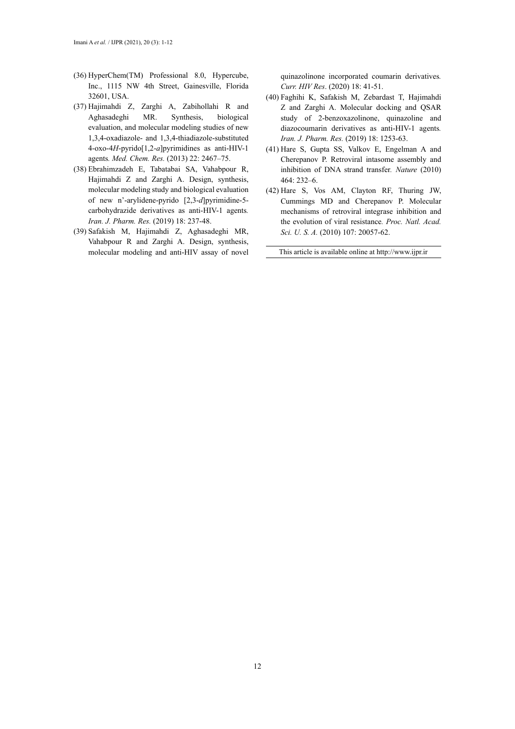(36) HyperChem(TM) Professional 8.0, Hypercube, Inc., 1115 NW 4th Street, Gainesville, Florida 32601, USA.

(37) Hajimahdi Z, Zarghi A, Zabihollahi R and Aghasadeghi MR. Synthesis, biological evaluation, and molecular modeling studies of new 1,3,4-oxadiazole- and 1,3,4-thiadiazole-substituted 4-oxo-4*H*-pyrido[1,2-*a*]pyrimidines as anti-HIV-1 agents. *Med. Chem. Res.* (2013) 22: 2467–75.

(38) Ebrahimzadeh E, Tabatabai SA, Vahabpour R, Hajimahdi Z and Zarghi A. Design, synthesis, molecular modeling study and biological evaluation of new n'-arylidene-pyrido [2,3-*d*]pyrimidine-5-carbohydrazide derivatives as anti-HIV-1 agents. *Iran. J. Pharm. Res.* (2019) 18: 237-48.

(39) Safakish M, Hajimahdi Z, Aghasadeghi MR, Vahabpour R and Zarghi A. Design, synthesis, molecular modeling and anti-HIV assay of novel quinazolinone incorporated coumarin derivatives. *Curr. HIV Res*. (2020) 18: 41-51.

(40) Faghihi K, Safakish M, Zebardast T, Hajimahdi Z and Zarghi A. Molecular docking and QSAR study of 2-benzoxazolinone, quinazoline and diazocoumarin derivatives as anti-HIV-1 agents. *Iran. J. Pharm. Res.* (2019) 18: 1253-63.

(41) Hare S, Gupta SS, Valkov E, Engelman A and Cherepanov P. Retroviral intasome assembly and inhibition of DNA strand transfer. *Nature* (2010) 464: 232–6.

(42) Hare S, Vos AM, Clayton RF, Thuring JW, Cummings MD and Cherepanov P. Molecular mechanisms of retroviral integrase inhibition and the evolution of viral resistance. *Proc. Natl. Acad. Sci. U. S. A.* (2010) 107: 20057-62.

This article is available online at http://www.ijpr.ir